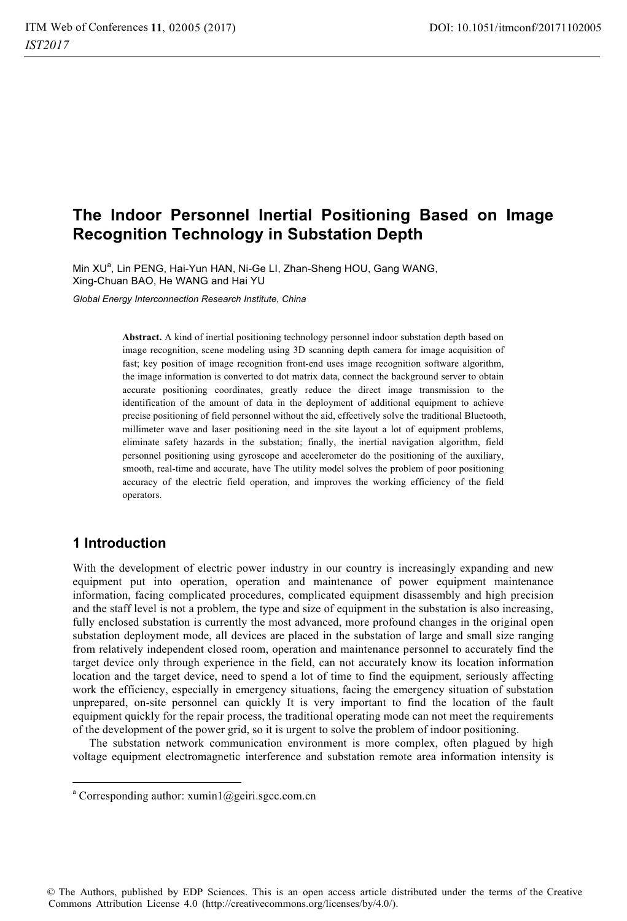# The Indoor Personnel Inertial Positioning Based on Image Recognition Technology in Substation Depth

Min XU[a], Lin PENG, Hai-Yun HAN, Ni-Ge LI, Zhan-Sheng HOU, Gang WANG, Xing-Chuan BAO, He WANG and Hai YU

*Global Energy Interconnection Research Institute, China*

**Abstract.** A kind of inertial positioning technology personnel indoor substation depth based on image recognition, scene modeling using 3D scanning depth camera for image acquisition of fast; key position of image recognition front-end uses image recognition software algorithm, the image information is converted to dot matrix data, connect the background server to obtain accurate positioning coordinates, greatly reduce the direct image transmission to the identification of the amount of data in the deployment of additional equipment to achieve precise positioning of field personnel without the aid, effectively solve the traditional Bluetooth, millimeter wave and laser positioning need in the site layout a lot of equipment problems, eliminate safety hazards in the substation; finally, the inertial navigation algorithm, field personnel positioning using gyroscope and accelerometer do the positioning of the auxiliary, smooth, real-time and accurate, have The utility model solves the problem of poor positioning accuracy of the electric field operation, and improves the working efficiency of the field operators.

## 1 Introduction

With the development of electric power industry in our country is increasingly expanding and new equipment put into operation, operation and maintenance of power equipment maintenance information, facing complicated procedures, complicated equipment disassembly and high precision and the staff level is not a problem, the type and size of equipment in the substation is also increasing, fully enclosed substation is currently the most advanced, more profound changes in the original open substation deployment mode, all devices are placed in the substation of large and small size ranging from relatively independent closed room, operation and maintenance personnel to accurately find the target device only through experience in the field, can not accurately know its location information location and the target device, need to spend a lot of time to find the equipment, seriously affecting work the efficiency, especially in emergency situations, facing the emergency situation of substation unprepared, on-site personnel can quickly It is very important to find the location of the fault equipment quickly for the repair process, the traditional operating mode can not meet the requirements of the development of the power grid, so it is urgent to solve the problem of indoor positioning.

The substation network communication environment is more complex, often plagued by high voltage equipment electromagnetic interference and substation remote area information intensity is

---

[a] Corresponding author: xumin1@geiri.sgcc.com.cn

© The Authors, published by EDP Sciences. This is an open access article distributed under the terms of the Creative Commons Attribution License 4.0 (http://creativecommons.org/licenses/by/4.0/).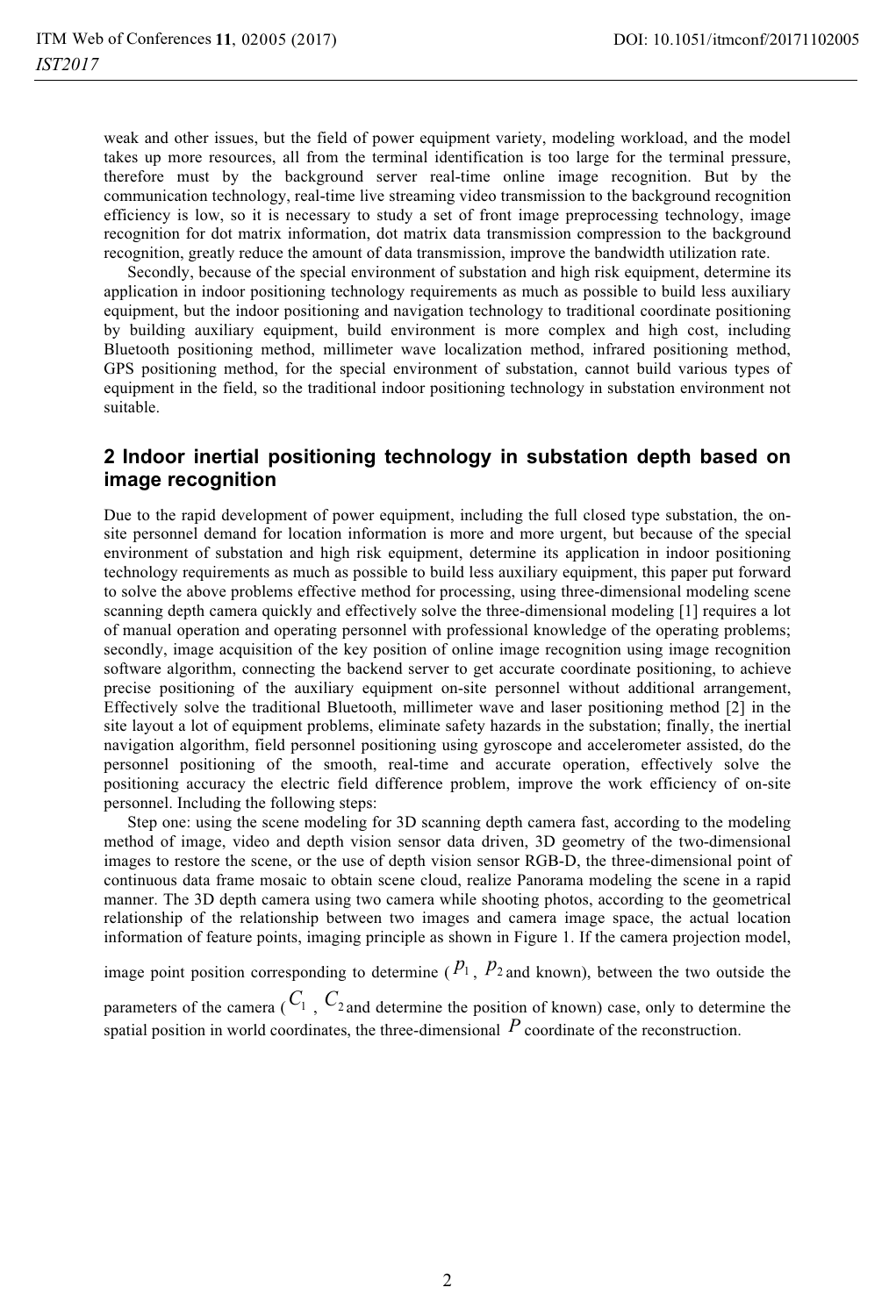weak and other issues, but the field of power equipment variety, modeling workload, and the model takes up more resources, all from the terminal identification is too large for the terminal pressure, therefore must by the background server real-time online image recognition. But by the communication technology, real-time live streaming video transmission to the background recognition efficiency is low, so it is necessary to study a set of front image preprocessing technology, image recognition for dot matrix information, dot matrix data transmission compression to the background recognition, greatly reduce the amount of data transmission, improve the bandwidth utilization rate.

Secondly, because of the special environment of substation and high risk equipment, determine its application in indoor positioning technology requirements as much as possible to build less auxiliary equipment, but the indoor positioning and navigation technology to traditional coordinate positioning by building auxiliary equipment, build environment is more complex and high cost, including Bluetooth positioning method, millimeter wave localization method, infrared positioning method, GPS positioning method, for the special environment of substation, cannot build various types of equipment in the field, so the traditional indoor positioning technology in substation environment not suitable.

## 2 Indoor inertial positioning technology in substation depth based on image recognition

Due to the rapid development of power equipment, including the full closed type substation, the on-site personnel demand for location information is more and more urgent, but because of the special environment of substation and high risk equipment, determine its application in indoor positioning technology requirements as much as possible to build less auxiliary equipment, this paper put forward to solve the above problems effective method for processing, using three-dimensional modeling scene scanning depth camera quickly and effectively solve the three-dimensional modeling [1] requires a lot of manual operation and operating personnel with professional knowledge of the operating problems; secondly, image acquisition of the key position of online image recognition using image recognition software algorithm, connecting the backend server to get accurate coordinate positioning, to achieve precise positioning of the auxiliary equipment on-site personnel without additional arrangement, Effectively solve the traditional Bluetooth, millimeter wave and laser positioning method [2] in the site layout a lot of equipment problems, eliminate safety hazards in the substation; finally, the inertial navigation algorithm, field personnel positioning using gyroscope and accelerometer assisted, do the personnel positioning of the smooth, real-time and accurate operation, effectively solve the positioning accuracy the electric field difference problem, improve the work efficiency of on-site personnel. Including the following steps:

Step one: using the scene modeling for 3D scanning depth camera fast, according to the modeling method of image, video and depth vision sensor data driven, 3D geometry of the two-dimensional images to restore the scene, or the use of depth vision sensor RGB-D, the three-dimensional point of continuous data frame mosaic to obtain scene cloud, realize Panorama modeling the scene in a rapid manner. The 3D depth camera using two camera while shooting photos, according to the geometrical relationship of the relationship between two images and camera image space, the actual location information of feature points, imaging principle as shown in Figure 1. If the camera projection model, image point position corresponding to determine ($p_1$, $p_2$ and known), between the two outside the parameters of the camera ($C_1$, $C_2$ and determine the position of known) case, only to determine the spatial position in world coordinates, the three-dimensional $P$ coordinate of the reconstruction.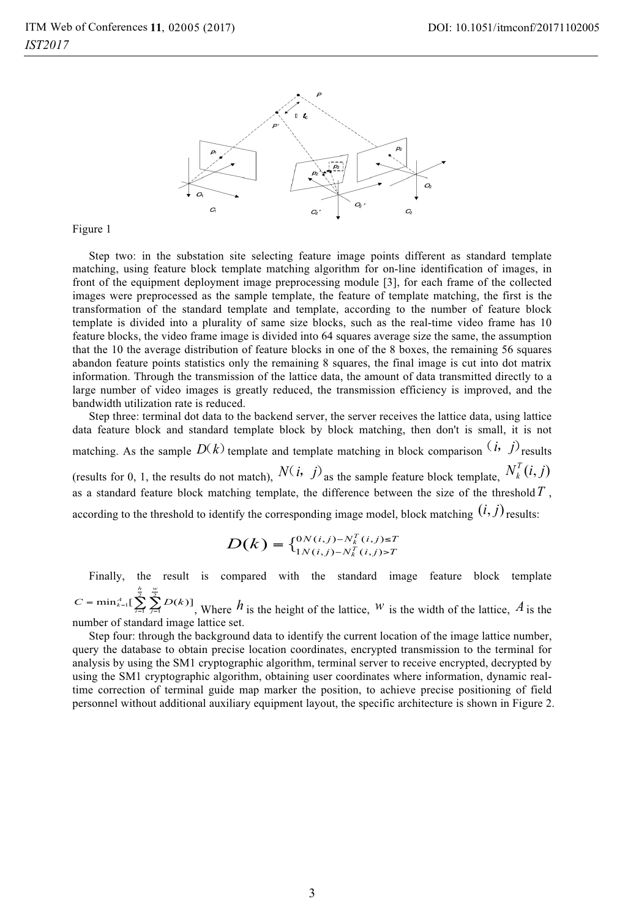Figure 1

Step two: in the substation site selecting feature image points different as standard template matching, using feature block template matching algorithm for on-line identification of images, in front of the equipment deployment image preprocessing module [3], for each frame of the collected images were preprocessed as the sample template, the feature of template matching, the first is the transformation of the standard template and template, according to the number of feature block template is divided into a plurality of same size blocks, such as the real-time video frame has 10 feature blocks, the video frame image is divided into 64 squares average size the same, the assumption that the 10 the average distribution of feature blocks in one of the 8 boxes, the remaining 56 squares abandon feature points statistics only the remaining 8 squares, the final image is cut into dot matrix information. Through the transmission of the lattice data, the amount of data transmitted directly to a large number of video images is greatly reduced, the transmission efficiency is improved, and the bandwidth utilization rate is reduced.

Step three: terminal dot data to the backend server, the server receives the lattice data, using lattice data feature block and standard template block by block matching, then don't is small, it is not matching. As the sample $D(k)$ template and template matching in block comparison $(i, j)$ results (results for 0, 1, the results do not match), $N(i, j)$ as the sample feature block template, $N_k^T(i,j)$ as a standard feature block matching template, the difference between the size of the threshold $T$, according to the threshold to identify the corresponding image model, block matching $(i,j)$ results:

$$D(k) = \begin{cases} 0 & N(i,j) - N_k^T(i,j) \le T \\ 1 & N(i,j) - N_k^T(i,j) > T \end{cases}$$

Finally, the result is compared with the standard image feature block template $C = \min_{k=1}^{A}[\sum_{i=1}^{\frac{h}{2}} \sum_{j=1}^{\frac{w}{2}} D(k)]$, Where $h$ is the height of the lattice, $w$ is the width of the lattice, $A$ is the number of standard image lattice set.

Step four: through the background data to identify the current location of the image lattice number, query the database to obtain precise location coordinates, encrypted transmission to the terminal for analysis by using the SM1 cryptographic algorithm, terminal server to receive encrypted, decrypted by using the SM1 cryptographic algorithm, obtaining user coordinates where information, dynamic real-time correction of terminal guide map marker the position, to achieve precise positioning of field personnel without additional auxiliary equipment layout, the specific architecture is shown in Figure 2.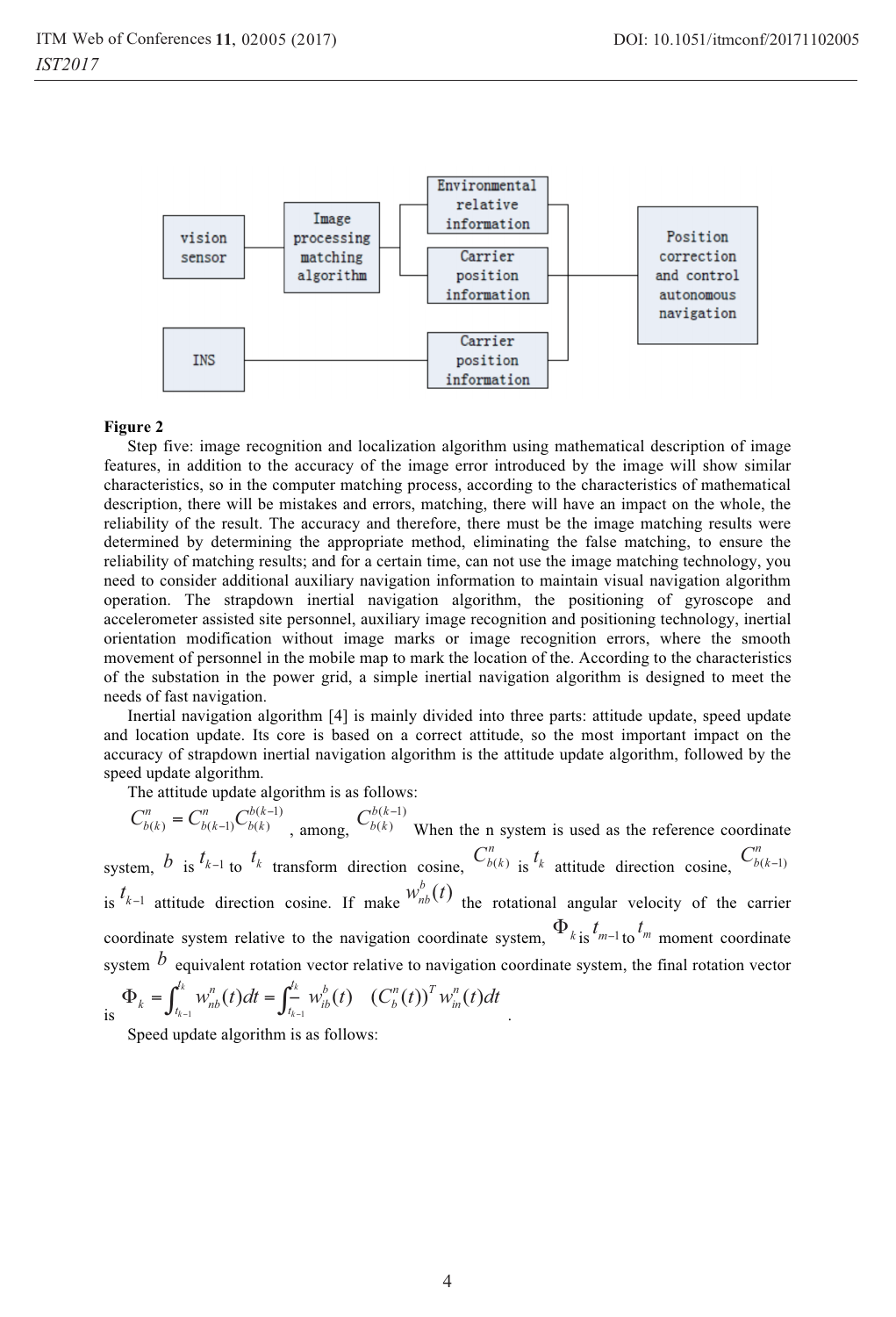**Figure 2**

Step five: image recognition and localization algorithm using mathematical description of image features, in addition to the accuracy of the image error introduced by the image will show similar characteristics, so in the computer matching process, according to the characteristics of mathematical description, there will be mistakes and errors, matching, there will have an impact on the whole, the reliability of the result. The accuracy and therefore, there must be the image matching results were determined by determining the appropriate method, eliminating the false matching, to ensure the reliability of matching results; and for a certain time, can not use the image matching technology, you need to consider additional auxiliary navigation information to maintain visual navigation algorithm operation. The strapdown inertial navigation algorithm, the positioning of gyroscope and accelerometer assisted site personnel, auxiliary image recognition and positioning technology, inertial orientation modification without image marks or image recognition errors, where the smooth movement of personnel in the mobile map to mark the location of the. According to the characteristics of the substation in the power grid, a simple inertial navigation algorithm is designed to meet the needs of fast navigation.

Inertial navigation algorithm [4] is mainly divided into three parts: attitude update, speed update and location update. Its core is based on a correct attitude, so the most important impact on the accuracy of strapdown inertial navigation algorithm is the attitude update algorithm, followed by the speed update algorithm.

The attitude update algorithm is as follows:

$C_{b(k)}^{n} = C_{b(k-1)}^{n} C_{b(k)}^{b(k-1)}$ , among, $C_{b(k)}^{b(k-1)}$ When the n system is used as the reference coordinate system, $b$ is $t_{k-1}$ to $t_k$ transform direction cosine, $C_{b(k)}^{n}$ is $t_k$ attitude direction cosine, $C_{b(k-1)}^{n}$ is $t_{k-1}$ attitude direction cosine. If make $w_{nb}^{b}(t)$ the rotational angular velocity of the carrier coordinate system relative to the navigation coordinate system, $\Phi_k$ is $t_{m-1}$ to $t_m$ moment coordinate system $b$ equivalent rotation vector relative to navigation coordinate system, the final rotation vector is $\Phi_k = \int_{t_{k-1}}^{t_k} w_{nb}^{n}(t)dt = \int_{t_{k-1}}^{t_k} w_{ib}^{b}(t) \quad (C_b^n(t))^T w_{in}^{n}(t)dt$ .

Speed update algorithm is as follows: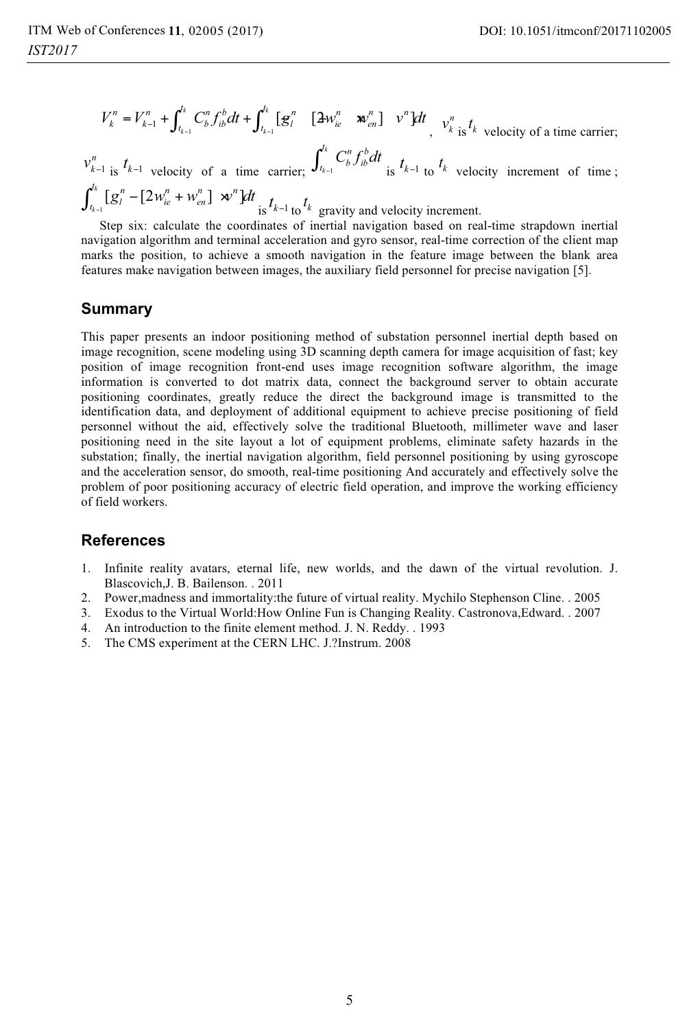$$V_k^n = V_{k-1}^n + \int_{t_{k-1}}^{t_k} C_b^n f_{ib}^b dt + \int_{t_{k-1}}^{t_k} [g_l^n - [2w_{ie}^n + w_{en}^n] \times v^n] dt$$

, $v_k^n$ is $t_k$ velocity of a time carrier; $v_{k-1}^n$ is $t_{k-1}$ velocity of a time carrier; $\int_{t_{k-1}}^{t_k} C_b^n f_{ib}^b dt$ is $t_{k-1}$ to $t_k$ velocity increment of time; $\int_{t_{k-1}}^{t_k} [g_l^n - [2w_{ie}^n + w_{en}^n] \times v^n] dt$ is $t_{k-1}$ to $t_k$ gravity and velocity increment.

Step six: calculate the coordinates of inertial navigation based on real-time strapdown inertial navigation algorithm and terminal acceleration and gyro sensor, real-time correction of the client map marks the position, to achieve a smooth navigation in the feature image between the blank area features make navigation between images, the auxiliary field personnel for precise navigation [5].

## Summary

This paper presents an indoor positioning method of substation personnel inertial depth based on image recognition, scene modeling using 3D scanning depth camera for image acquisition of fast; key position of image recognition front-end uses image recognition software algorithm, the image information is converted to dot matrix data, connect the background server to obtain accurate positioning coordinates, greatly reduce the direct the background image is transmitted to the identification data, and deployment of additional equipment to achieve precise positioning of field personnel without the aid, effectively solve the traditional Bluetooth, millimeter wave and laser positioning need in the site layout a lot of equipment problems, eliminate safety hazards in the substation; finally, the inertial navigation algorithm, field personnel positioning by using gyroscope and the acceleration sensor, do smooth, real-time positioning And accurately and effectively solve the problem of poor positioning accuracy of electric field operation, and improve the working efficiency of field workers.

## References

1. Infinite reality avatars, eternal life, new worlds, and the dawn of the virtual revolution. J. Blascovich,J. B. Bailenson. . 2011
2. Power,madness and immortality:the future of virtual reality. Mychilo Stephenson Cline. . 2005
3. Exodus to the Virtual World:How Online Fun is Changing Reality. Castronova,Edward. . 2007
4. An introduction to the finite element method. J. N. Reddy. . 1993
5. The CMS experiment at the CERN LHC. J.?Instrum. 2008